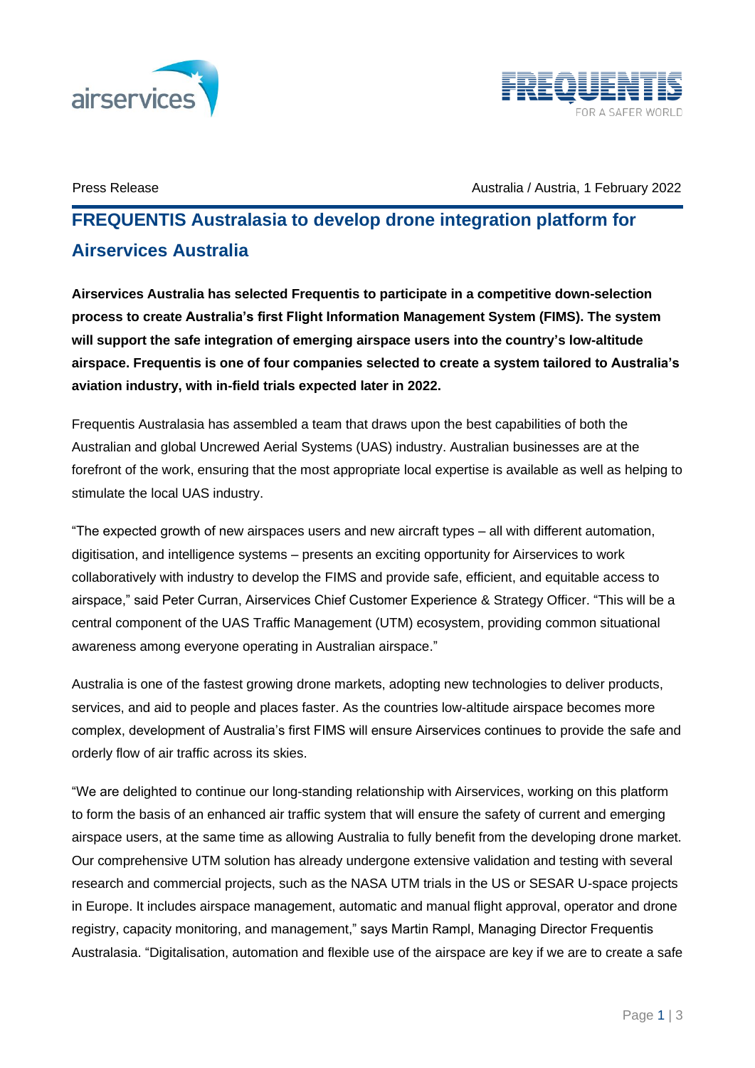Press Release

Australia / Austria, 1 February 2022

# FREQUENTIS Australasia to develop drone integration platform for Airservices Australia

**Airservices Australia has selected Frequentis to participate in a competitive down-selection process to create Australia's first Flight Information Management System (FIMS). The system will support the safe integration of emerging airspace users into the country's low-altitude airspace. Frequentis is one of four companies selected to create a system tailored to Australia's aviation industry, with in-field trials expected later in 2022.**

Frequentis Australasia has assembled a team that draws upon the best capabilities of both the Australian and global Uncrewed Aerial Systems (UAS) industry. Australian businesses are at the forefront of the work, ensuring that the most appropriate local expertise is available as well as helping to stimulate the local UAS industry.

"The expected growth of new airspaces users and new aircraft types – all with different automation, digitisation, and intelligence systems – presents an exciting opportunity for Airservices to work collaboratively with industry to develop the FIMS and provide safe, efficient, and equitable access to airspace," said Peter Curran, Airservices Chief Customer Experience & Strategy Officer. "This will be a central component of the UAS Traffic Management (UTM) ecosystem, providing common situational awareness among everyone operating in Australian airspace."

Australia is one of the fastest growing drone markets, adopting new technologies to deliver products, services, and aid to people and places faster. As the countries low-altitude airspace becomes more complex, development of Australia's first FIMS will ensure Airservices continues to provide the safe and orderly flow of air traffic across its skies.

"We are delighted to continue our long-standing relationship with Airservices, working on this platform to form the basis of an enhanced air traffic system that will ensure the safety of current and emerging airspace users, at the same time as allowing Australia to fully benefit from the developing drone market. Our comprehensive UTM solution has already undergone extensive validation and testing with several research and commercial projects, such as the NASA UTM trials in the US or SESAR U-space projects in Europe. It includes airspace management, automatic and manual flight approval, operator and drone registry, capacity monitoring, and management," says Martin Rampl, Managing Director Frequentis Australasia. "Digitalisation, automation and flexible use of the airspace are key if we are to create a safe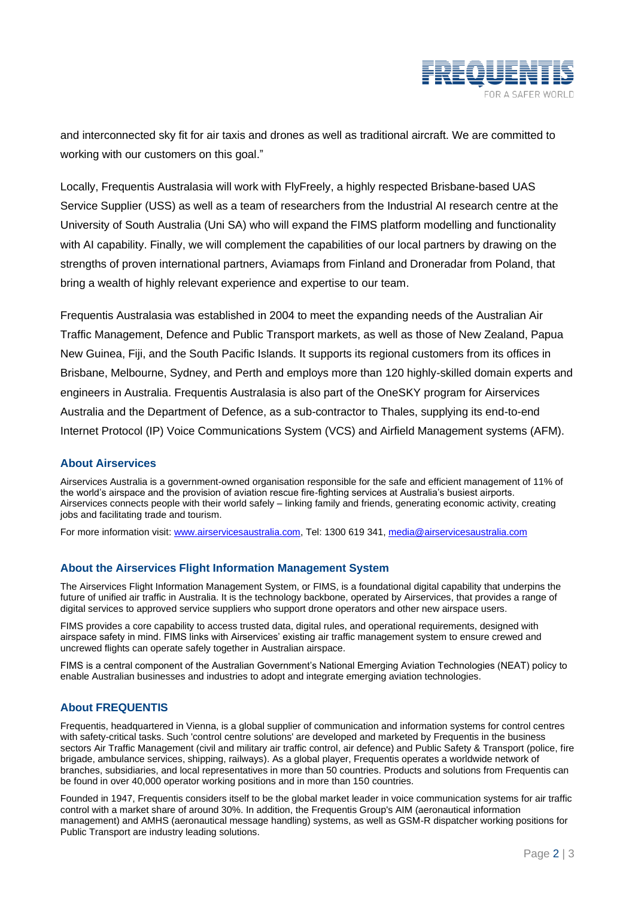and interconnected sky fit for air taxis and drones as well as traditional aircraft. We are committed to working with our customers on this goal."

Locally, Frequentis Australasia will work with FlyFreely, a highly respected Brisbane-based UAS Service Supplier (USS) as well as a team of researchers from the Industrial AI research centre at the University of South Australia (Uni SA) who will expand the FIMS platform modelling and functionality with AI capability. Finally, we will complement the capabilities of our local partners by drawing on the strengths of proven international partners, Aviamaps from Finland and Droneradar from Poland, that bring a wealth of highly relevant experience and expertise to our team.

Frequentis Australasia was established in 2004 to meet the expanding needs of the Australian Air Traffic Management, Defence and Public Transport markets, as well as those of New Zealand, Papua New Guinea, Fiji, and the South Pacific Islands. It supports its regional customers from its offices in Brisbane, Melbourne, Sydney, and Perth and employs more than 120 highly-skilled domain experts and engineers in Australia. Frequentis Australasia is also part of the OneSKY program for Airservices Australia and the Department of Defence, as a sub-contractor to Thales, supplying its end-to-end Internet Protocol (IP) Voice Communications System (VCS) and Airfield Management systems (AFM).

### About Airservices

Airservices Australia is a government-owned organisation responsible for the safe and efficient management of 11% of the world's airspace and the provision of aviation rescue fire-fighting services at Australia's busiest airports. Airservices connects people with their world safely – linking family and friends, generating economic activity, creating jobs and facilitating trade and tourism.

For more information visit: www.airservicesaustralia.com, Tel: 1300 619 341, media@airservicesaustralia.com

### About the Airservices Flight Information Management System

The Airservices Flight Information Management System, or FIMS, is a foundational digital capability that underpins the future of unified air traffic in Australia. It is the technology backbone, operated by Airservices, that provides a range of digital services to approved service suppliers who support drone operators and other new airspace users.

FIMS provides a core capability to access trusted data, digital rules, and operational requirements, designed with airspace safety in mind. FIMS links with Airservices' existing air traffic management system to ensure crewed and uncrewed flights can operate safely together in Australian airspace.

FIMS is a central component of the Australian Government's National Emerging Aviation Technologies (NEAT) policy to enable Australian businesses and industries to adopt and integrate emerging aviation technologies.

### About FREQUENTIS

Frequentis, headquartered in Vienna, is a global supplier of communication and information systems for control centres with safety-critical tasks. Such 'control centre solutions' are developed and marketed by Frequentis in the business sectors Air Traffic Management (civil and military air traffic control, air defence) and Public Safety & Transport (police, fire brigade, ambulance services, shipping, railways). As a global player, Frequentis operates a worldwide network of branches, subsidiaries, and local representatives in more than 50 countries. Products and solutions from Frequentis can be found in over 40,000 operator working positions and in more than 150 countries.

Founded in 1947, Frequentis considers itself to be the global market leader in voice communication systems for air traffic control with a market share of around 30%. In addition, the Frequentis Group's AIM (aeronautical information management) and AMHS (aeronautical message handling) systems, as well as GSM-R dispatcher working positions for Public Transport are industry leading solutions.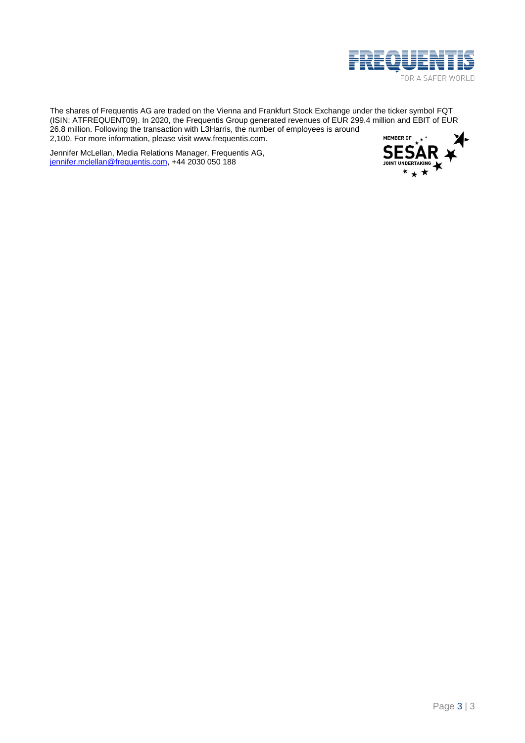The shares of Frequentis AG are traded on the Vienna and Frankfurt Stock Exchange under the ticker symbol FQT (ISIN: ATFREQUENT09). In 2020, the Frequentis Group generated revenues of EUR 299.4 million and EBIT of EUR 26.8 million. Following the transaction with L3Harris, the number of employees is around 2,100. For more information, please visit www.frequentis.com.

Jennifer McLellan, Media Relations Manager, Frequentis AG, jennifer.mclellan@frequentis.com, +44 2030 050 188